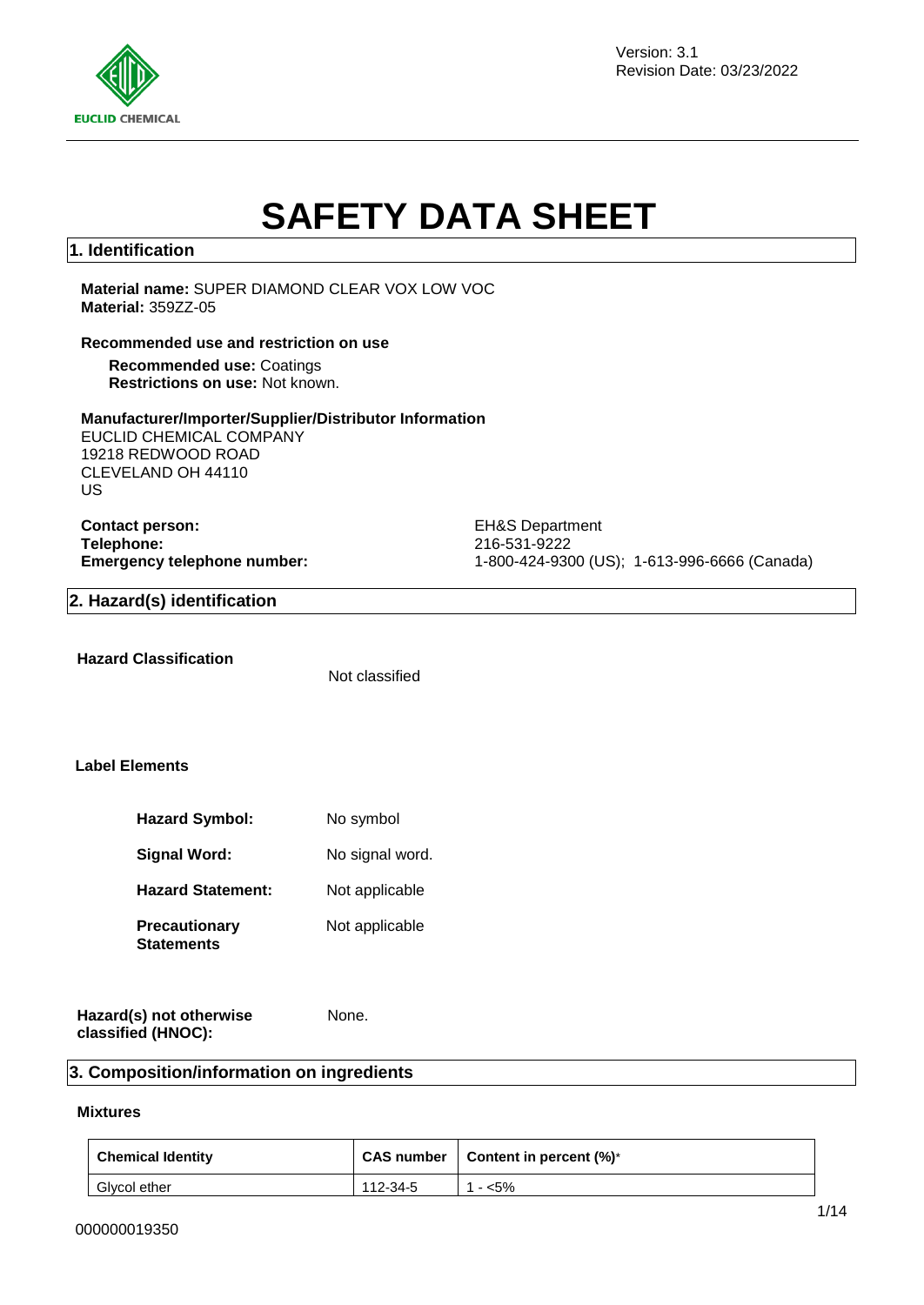Version: 3.1
Revision Date: 03/23/2022

# SAFETY DATA SHEET

## 1. Identification

**Material name:** SUPER DIAMOND CLEAR VOX LOW VOC
**Material:** 359ZZ-05

**Recommended use and restriction on use**

**Recommended use:** Coatings
**Restrictions on use:** Not known.

**Manufacturer/Importer/Supplier/Distributor Information**
EUCLID CHEMICAL COMPANY
19218 REDWOOD ROAD
CLEVELAND OH 44110
US

**Contact person:** EH&S Department
**Telephone:** 216-531-9222
**Emergency telephone number:** 1-800-424-9300 (US); 1-613-996-6666 (Canada)

## 2. Hazard(s) identification

**Hazard Classification**

Not classified

**Label Elements**

**Hazard Symbol:** No symbol

**Signal Word:** No signal word.

**Hazard Statement:** Not applicable

**Precautionary Statements** Not applicable

**Hazard(s) not otherwise classified (HNOC):** None.

## 3. Composition/information on ingredients

**Mixtures**

| Chemical Identity | CAS number | Content in percent (%)* |
|---|---|---|
| Glycol ether | 112-34-5 | 1 - <5% |

000000019350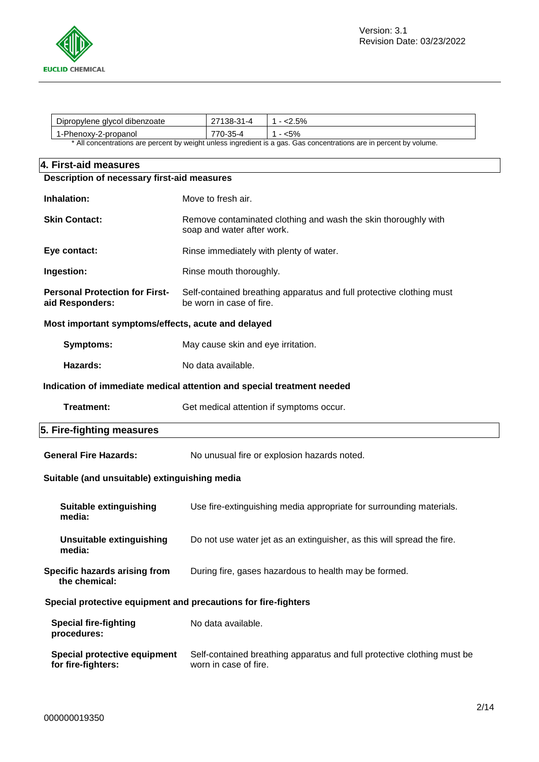| Dipropylene glycol dibenzoate | 27138-31-4 | 1 - <2.5% |
|---|---|---|
| 1-Phenoxy-2-propanol | 770-35-4 | 1 - <5% |

* All concentrations are percent by weight unless ingredient is a gas. Gas concentrations are in percent by volume.

## 4. First-aid measures

**Description of necessary first-aid measures**

**Inhalation:** Move to fresh air.

**Skin Contact:** Remove contaminated clothing and wash the skin thoroughly with soap and water after work.

**Eye contact:** Rinse immediately with plenty of water.

**Ingestion:** Rinse mouth thoroughly.

**Personal Protection for First-aid Responders:** Self-contained breathing apparatus and full protective clothing must be worn in case of fire.

**Most important symptoms/effects, acute and delayed**

**Symptoms:** May cause skin and eye irritation.

**Hazards:** No data available.

**Indication of immediate medical attention and special treatment needed**

**Treatment:** Get medical attention if symptoms occur.

## 5. Fire-fighting measures

**General Fire Hazards:** No unusual fire or explosion hazards noted.

**Suitable (and unsuitable) extinguishing media**

**Suitable extinguishing media:** Use fire-extinguishing media appropriate for surrounding materials.

**Unsuitable extinguishing media:** Do not use water jet as an extinguisher, as this will spread the fire.

**Specific hazards arising from the chemical:** During fire, gases hazardous to health may be formed.

**Special protective equipment and precautions for fire-fighters**

**Special fire-fighting procedures:** No data available.

**Special protective equipment for fire-fighters:** Self-contained breathing apparatus and full protective clothing must be worn in case of fire.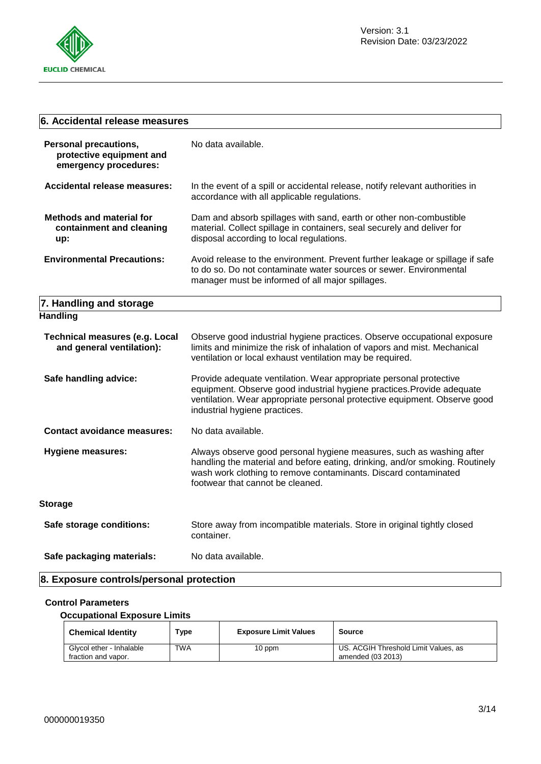## 6. Accidental release measures

**Personal precautions, protective equipment and emergency procedures:** No data available.

**Accidental release measures:** In the event of a spill or accidental release, notify relevant authorities in accordance with all applicable regulations.

**Methods and material for containment and cleaning up:** Dam and absorb spillages with sand, earth or other non-combustible material. Collect spillage in containers, seal securely and deliver for disposal according to local regulations.

**Environmental Precautions:** Avoid release to the environment. Prevent further leakage or spillage if safe to do so. Do not contaminate water sources or sewer. Environmental manager must be informed of all major spillages.

## 7. Handling and storage

### Handling

**Technical measures (e.g. Local and general ventilation):** Observe good industrial hygiene practices. Observe occupational exposure limits and minimize the risk of inhalation of vapors and mist. Mechanical ventilation or local exhaust ventilation may be required.

**Safe handling advice:** Provide adequate ventilation. Wear appropriate personal protective equipment. Observe good industrial hygiene practices.Provide adequate ventilation. Wear appropriate personal protective equipment. Observe good industrial hygiene practices.

**Contact avoidance measures:** No data available.

**Hygiene measures:** Always observe good personal hygiene measures, such as washing after handling the material and before eating, drinking, and/or smoking. Routinely wash work clothing to remove contaminants. Discard contaminated footwear that cannot be cleaned.

### Storage

**Safe storage conditions:** Store away from incompatible materials. Store in original tightly closed container.

**Safe packaging materials:** No data available.

## 8. Exposure controls/personal protection

### Control Parameters

#### Occupational Exposure Limits

| Chemical Identity | Type | Exposure Limit Values | Source |
|---|---|---|---|
| Glycol ether - Inhalable fraction and vapor. | TWA | 10 ppm | US. ACGIH Threshold Limit Values, as amended (03 2013) |

000000019350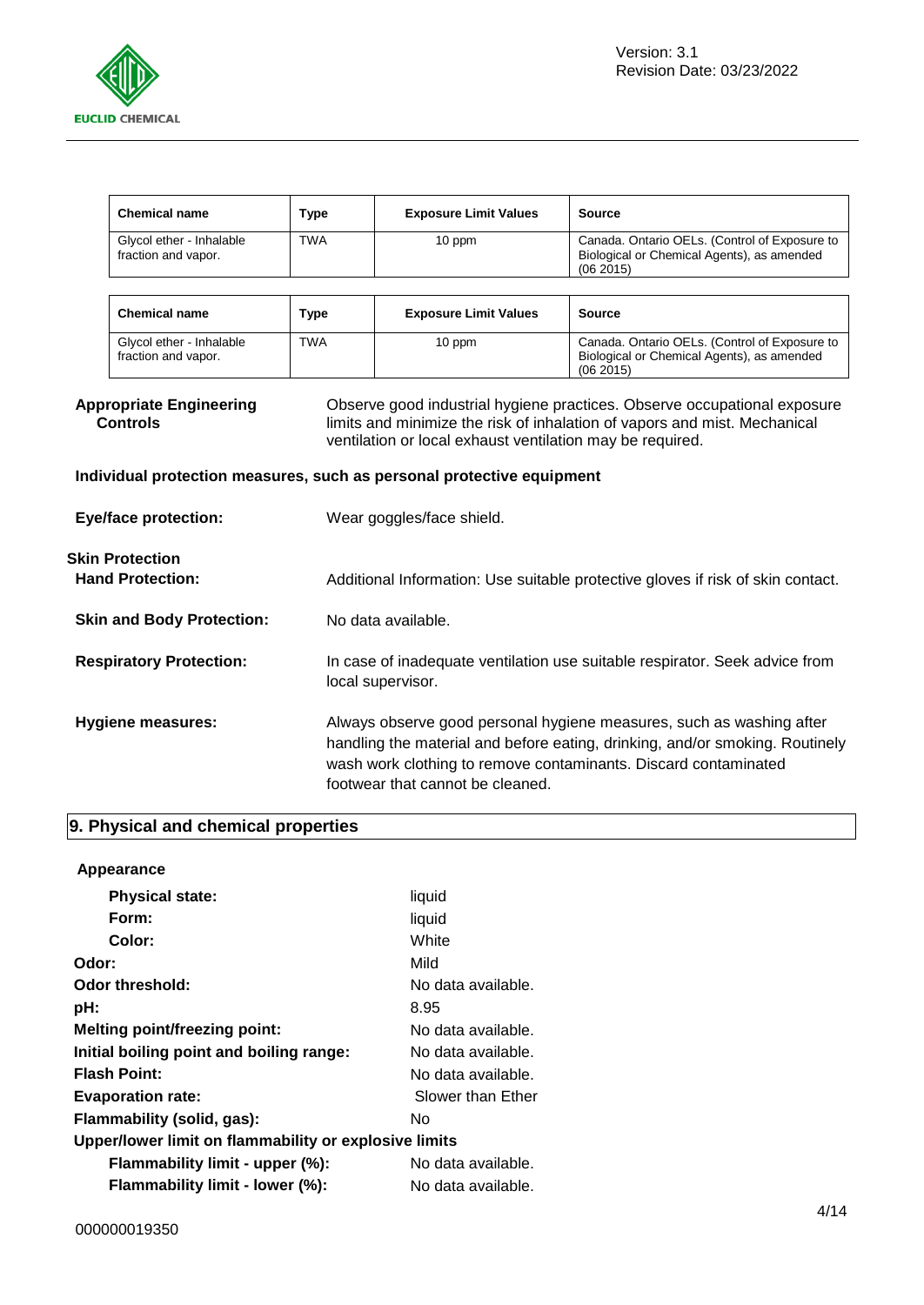| Chemical name | Type | Exposure Limit Values | Source |
|---|---|---|---|
| Glycol ether - Inhalable fraction and vapor. | TWA | 10 ppm | Canada. Ontario OELs. (Control of Exposure to Biological or Chemical Agents), as amended (06 2015) |

| Chemical name | Type | Exposure Limit Values | Source |
|---|---|---|---|
| Glycol ether - Inhalable fraction and vapor. | TWA | 10 ppm | Canada. Ontario OELs. (Control of Exposure to Biological or Chemical Agents), as amended (06 2015) |

**Appropriate Engineering Controls**: Observe good industrial hygiene practices. Observe occupational exposure limits and minimize the risk of inhalation of vapors and mist. Mechanical ventilation or local exhaust ventilation may be required.

**Individual protection measures, such as personal protective equipment**

**Eye/face protection:** Wear goggles/face shield.

**Skin Protection**

**Hand Protection:** Additional Information: Use suitable protective gloves if risk of skin contact.

**Skin and Body Protection:** No data available.

**Respiratory Protection:** In case of inadequate ventilation use suitable respirator. Seek advice from local supervisor.

**Hygiene measures:** Always observe good personal hygiene measures, such as washing after handling the material and before eating, drinking, and/or smoking. Routinely wash work clothing to remove contaminants. Discard contaminated footwear that cannot be cleaned.

## 9. Physical and chemical properties

**Appearance**

| | |
|---|---|
| **Physical state:** | liquid |
| **Form:** | liquid |
| **Color:** | White |
| **Odor:** | Mild |
| **Odor threshold:** | No data available. |
| **pH:** | 8.95 |
| **Melting point/freezing point:** | No data available. |
| **Initial boiling point and boiling range:** | No data available. |
| **Flash Point:** | No data available. |
| **Evaporation rate:** | Slower than Ether |
| **Flammability (solid, gas):** | No |
| **Upper/lower limit on flammability or explosive limits** | |
| **Flammability limit - upper (%):** | No data available. |
| **Flammability limit - lower (%):** | No data available. |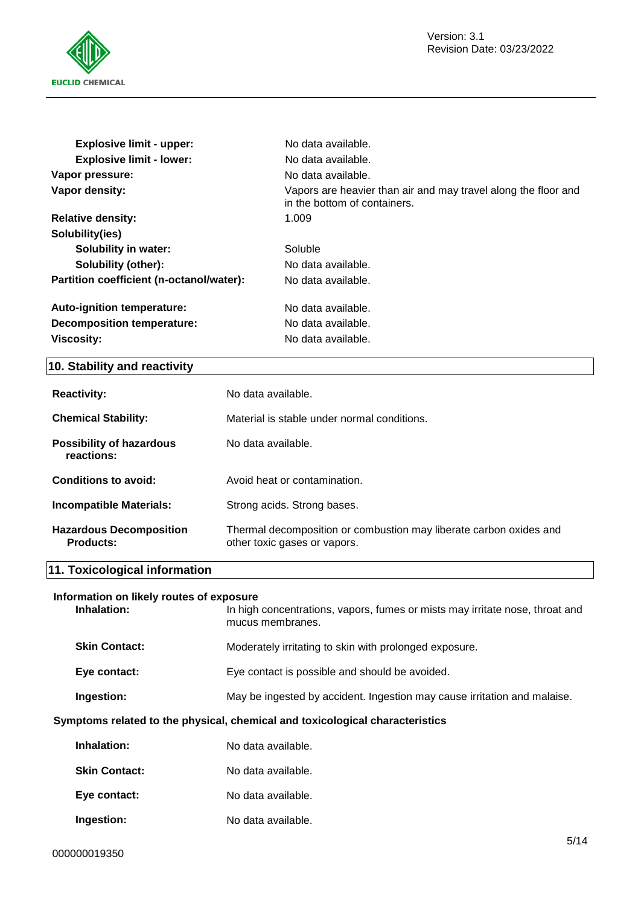| | |
|---|---|
| **Explosive limit - upper:** | No data available. |
| **Explosive limit - lower:** | No data available. |
| **Vapor pressure:** | No data available. |
| **Vapor density:** | Vapors are heavier than air and may travel along the floor and in the bottom of containers. |
| **Relative density:** | 1.009 |
| **Solubility(ies)** | |
| **Solubility in water:** | Soluble |
| **Solubility (other):** | No data available. |
| **Partition coefficient (n-octanol/water):** | No data available. |
| **Auto-ignition temperature:** | No data available. |
| **Decomposition temperature:** | No data available. |
| **Viscosity:** | No data available. |

## 10. Stability and reactivity

| | |
|---|---|
| **Reactivity:** | No data available. |
| **Chemical Stability:** | Material is stable under normal conditions. |
| **Possibility of hazardous reactions:** | No data available. |
| **Conditions to avoid:** | Avoid heat or contamination. |
| **Incompatible Materials:** | Strong acids. Strong bases. |
| **Hazardous Decomposition Products:** | Thermal decomposition or combustion may liberate carbon oxides and other toxic gases or vapors. |

## 11. Toxicological information

**Information on likely routes of exposure**

| | |
|---|---|
| **Inhalation:** | In high concentrations, vapors, fumes or mists may irritate nose, throat and mucus membranes. |
| **Skin Contact:** | Moderately irritating to skin with prolonged exposure. |
| **Eye contact:** | Eye contact is possible and should be avoided. |
| **Ingestion:** | May be ingested by accident. Ingestion may cause irritation and malaise. |

**Symptoms related to the physical, chemical and toxicological characteristics**

| | |
|---|---|
| **Inhalation:** | No data available. |
| **Skin Contact:** | No data available. |
| **Eye contact:** | No data available. |
| **Ingestion:** | No data available. |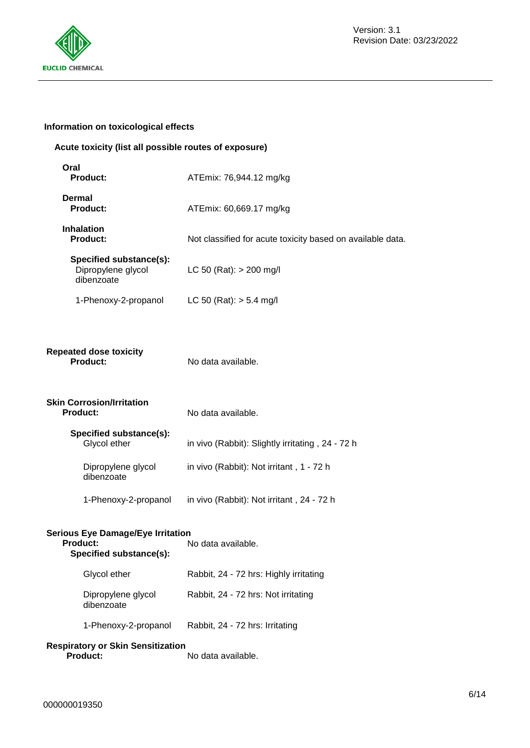**Information on toxicological effects**

**Acute toxicity (list all possible routes of exposure)**

**Oral**

**Product:** ATEmix: 76,944.12 mg/kg

**Dermal**

**Product:** ATEmix: 60,669.17 mg/kg

**Inhalation**

**Product:** Not classified for acute toxicity based on available data.

**Specified substance(s):**

| | |
|---|---|
| Dipropylene glycol dibenzoate | LC 50 (Rat): > 200 mg/l |
| 1-Phenoxy-2-propanol | LC 50 (Rat): > 5.4 mg/l |

**Repeated dose toxicity**

**Product:** No data available.

**Skin Corrosion/Irritation**

**Product:** No data available.

**Specified substance(s):**

| | |
|---|---|
| Glycol ether | in vivo (Rabbit): Slightly irritating , 24 - 72 h |
| Dipropylene glycol dibenzoate | in vivo (Rabbit): Not irritant , 1 - 72 h |
| 1-Phenoxy-2-propanol | in vivo (Rabbit): Not irritant , 24 - 72 h |

**Serious Eye Damage/Eye Irritation**

**Product:** No data available.

**Specified substance(s):**

| | |
|---|---|
| Glycol ether | Rabbit, 24 - 72 hrs: Highly irritating |
| Dipropylene glycol dibenzoate | Rabbit, 24 - 72 hrs: Not irritating |
| 1-Phenoxy-2-propanol | Rabbit, 24 - 72 hrs: Irritating |

**Respiratory or Skin Sensitization**

**Product:** No data available.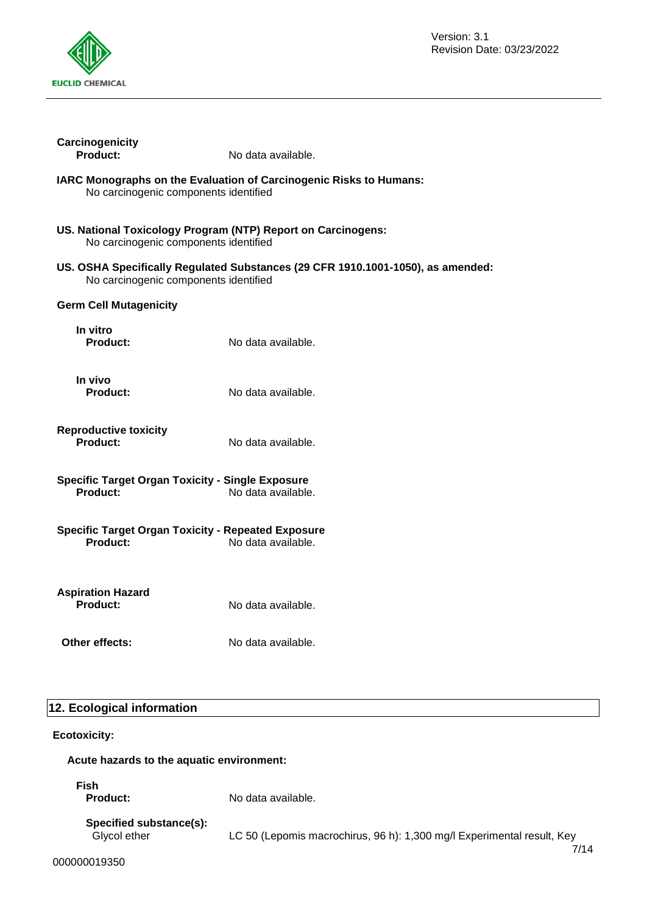**Carcinogenicity**

**Product:** No data available.

**IARC Monographs on the Evaluation of Carcinogenic Risks to Humans:**
No carcinogenic components identified

**US. National Toxicology Program (NTP) Report on Carcinogens:**
No carcinogenic components identified

**US. OSHA Specifically Regulated Substances (29 CFR 1910.1001-1050), as amended:**
No carcinogenic components identified

**Germ Cell Mutagenicity**

**In vitro**

**Product:** No data available.

**In vivo**

**Product:** No data available.

**Reproductive toxicity**

**Product:** No data available.

**Specific Target Organ Toxicity - Single Exposure**

**Product:** No data available.

**Specific Target Organ Toxicity - Repeated Exposure**

**Product:** No data available.

**Aspiration Hazard**

**Product:** No data available.

**Other effects:** No data available.

## 12. Ecological information

**Ecotoxicity:**

**Acute hazards to the aquatic environment:**

**Fish**

**Product:** No data available.

**Specified substance(s):**

Glycol ether LC 50 (Lepomis macrochirus, 96 h): 1,300 mg/l Experimental result, Key

000000019350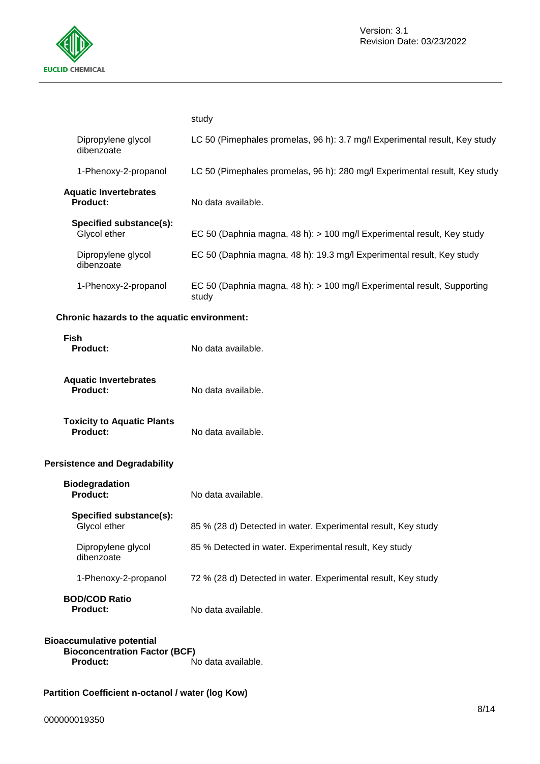study

| | |
|---|---|
| Dipropylene glycol dibenzoate | LC 50 (Pimephales promelas, 96 h): 3.7 mg/l Experimental result, Key study |
| 1-Phenoxy-2-propanol | LC 50 (Pimephales promelas, 96 h): 280 mg/l Experimental result, Key study |

**Aquatic Invertebrates**
**Product:** No data available.

**Specified substance(s):**

| | |
|---|---|
| Glycol ether | EC 50 (Daphnia magna, 48 h): > 100 mg/l Experimental result, Key study |
| Dipropylene glycol dibenzoate | EC 50 (Daphnia magna, 48 h): 19.3 mg/l Experimental result, Key study |
| 1-Phenoxy-2-propanol | EC 50 (Daphnia magna, 48 h): > 100 mg/l Experimental result, Supporting study |

**Chronic hazards to the aquatic environment:**

**Fish**
**Product:** No data available.

**Aquatic Invertebrates**
**Product:** No data available.

**Toxicity to Aquatic Plants**
**Product:** No data available.

**Persistence and Degradability**

**Biodegradation**
**Product:** No data available.

**Specified substance(s):**

| | |
|---|---|
| Glycol ether | 85 % (28 d) Detected in water. Experimental result, Key study |
| Dipropylene glycol dibenzoate | 85 % Detected in water. Experimental result, Key study |
| 1-Phenoxy-2-propanol | 72 % (28 d) Detected in water. Experimental result, Key study |

**BOD/COD Ratio**
**Product:** No data available.

**Bioaccumulative potential**
**Bioconcentration Factor (BCF)**
**Product:** No data available.

**Partition Coefficient n-octanol / water (log Kow)**

000000019350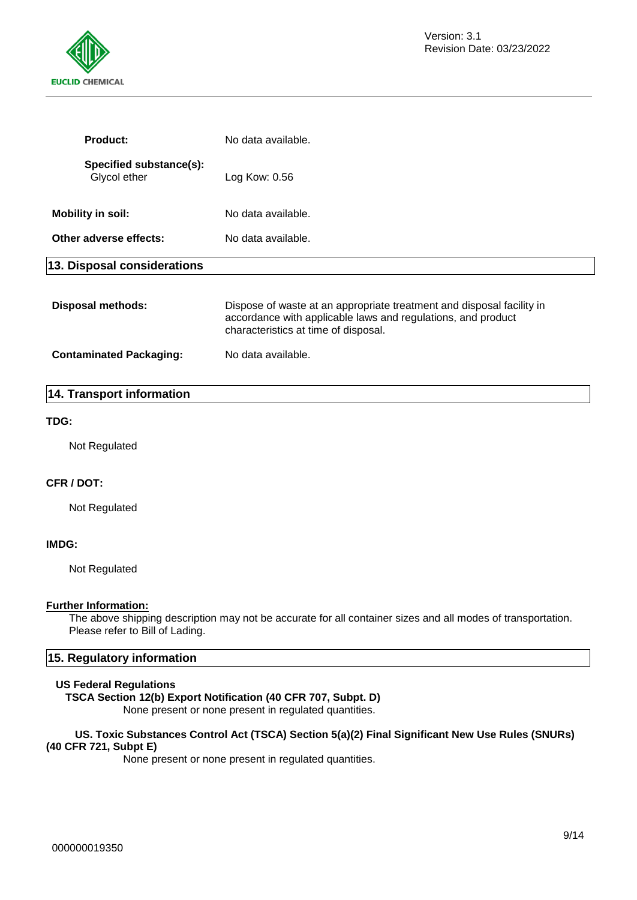**Product:** No data available.

**Specified substance(s):**
Glycol ether Log Kow: 0.56

**Mobility in soil:** No data available.

**Other adverse effects:** No data available.

## 13. Disposal considerations

**Disposal methods:** Dispose of waste at an appropriate treatment and disposal facility in accordance with applicable laws and regulations, and product characteristics at time of disposal.

**Contaminated Packaging:** No data available.

## 14. Transport information

**TDG:**

Not Regulated

**CFR / DOT:**

Not Regulated

**IMDG:**

Not Regulated

**Further Information:**

The above shipping description may not be accurate for all container sizes and all modes of transportation. Please refer to Bill of Lading.

## 15. Regulatory information

**US Federal Regulations**

**TSCA Section 12(b) Export Notification (40 CFR 707, Subpt. D)**

None present or none present in regulated quantities.

**US. Toxic Substances Control Act (TSCA) Section 5(a)(2) Final Significant New Use Rules (SNURs) (40 CFR 721, Subpt E)**

None present or none present in regulated quantities.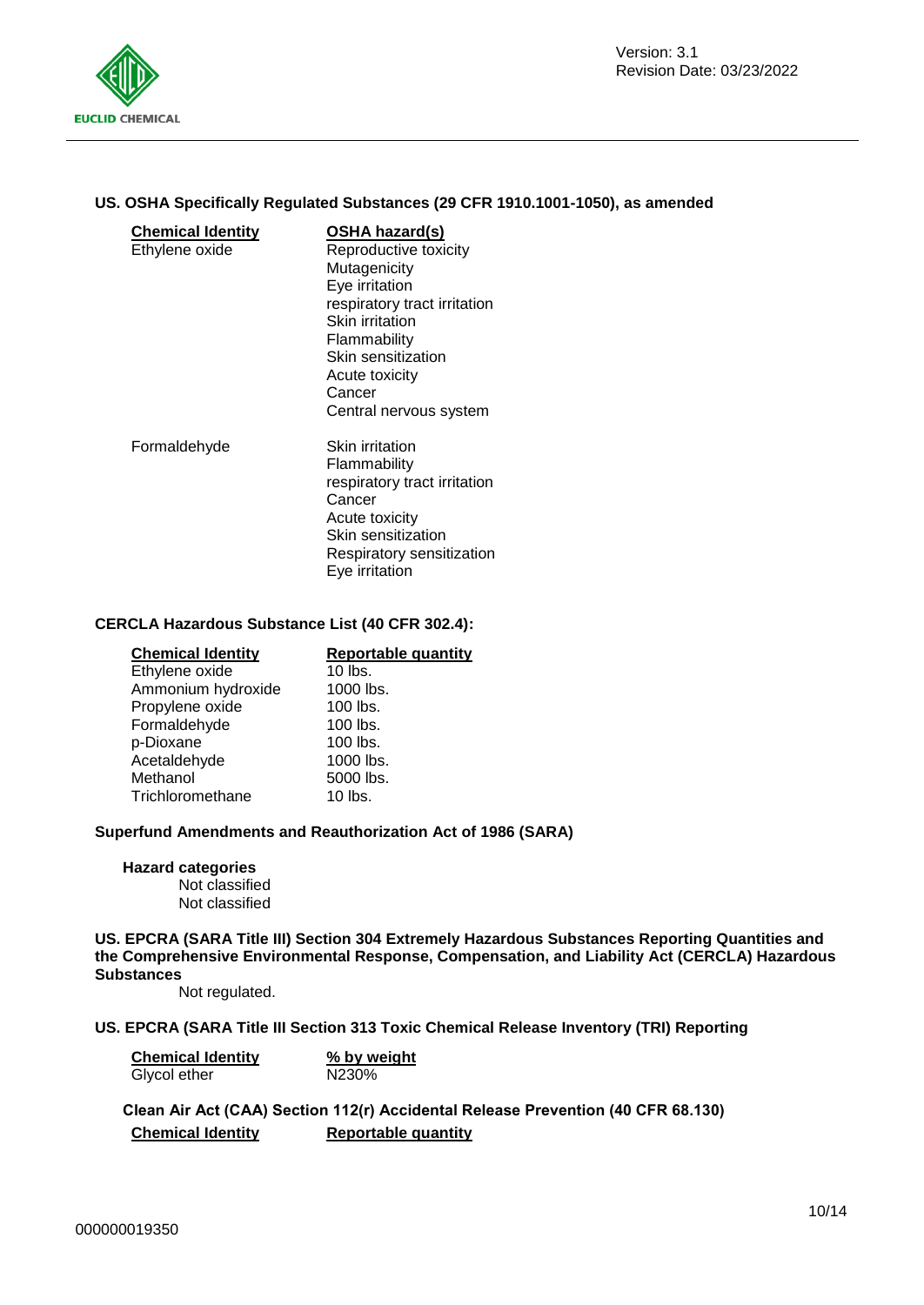**US. OSHA Specifically Regulated Substances (29 CFR 1910.1001-1050), as amended**

| Chemical Identity | OSHA hazard(s) |
| --- | --- |
| Ethylene oxide | Reproductive toxicity<br>Mutagenicity<br>Eye irritation<br>respiratory tract irritation<br>Skin irritation<br>Flammability<br>Skin sensitization<br>Acute toxicity<br>Cancer<br>Central nervous system |
| Formaldehyde | Skin irritation<br>Flammability<br>respiratory tract irritation<br>Cancer<br>Acute toxicity<br>Skin sensitization<br>Respiratory sensitization<br>Eye irritation |

**CERCLA Hazardous Substance List (40 CFR 302.4):**

| Chemical Identity | Reportable quantity |
| --- | --- |
| Ethylene oxide | 10 lbs. |
| Ammonium hydroxide | 1000 lbs. |
| Propylene oxide | 100 lbs. |
| Formaldehyde | 100 lbs. |
| p-Dioxane | 100 lbs. |
| Acetaldehyde | 1000 lbs. |
| Methanol | 5000 lbs. |
| Trichloromethane | 10 lbs. |

**Superfund Amendments and Reauthorization Act of 1986 (SARA)**

**Hazard categories**

Not classified

Not classified

**US. EPCRA (SARA Title III) Section 304 Extremely Hazardous Substances Reporting Quantities and the Comprehensive Environmental Response, Compensation, and Liability Act (CERCLA) Hazardous Substances**

Not regulated.

**US. EPCRA (SARA Title III Section 313 Toxic Chemical Release Inventory (TRI) Reporting**

| Chemical Identity | % by weight |
| --- | --- |
| Glycol ether | N230% |

**Clean Air Act (CAA) Section 112(r) Accidental Release Prevention (40 CFR 68.130)**

| Chemical Identity | Reportable quantity |
| --- | --- |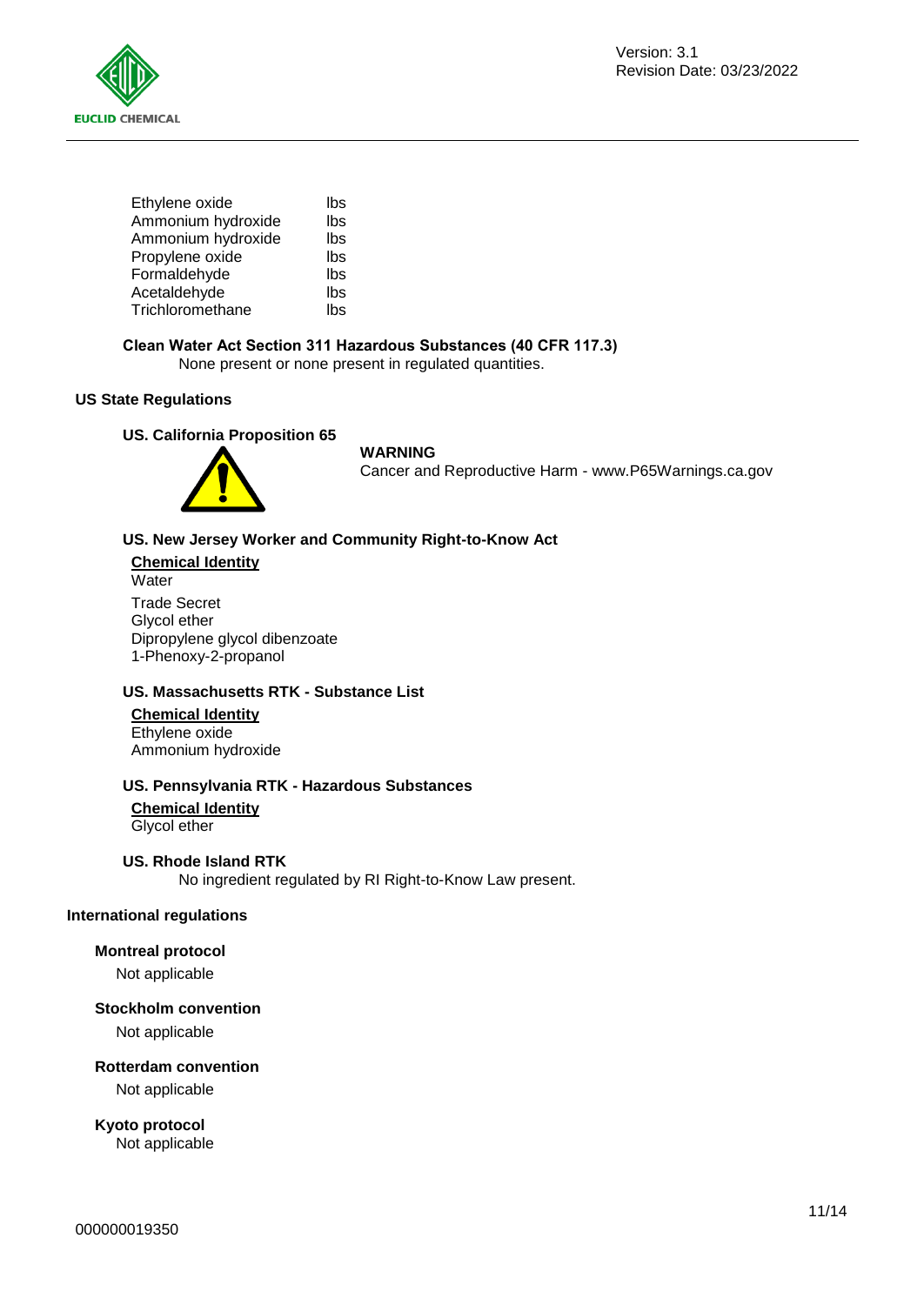| | |
|---|---|
| Ethylene oxide | lbs |
| Ammonium hydroxide | lbs |
| Ammonium hydroxide | lbs |
| Propylene oxide | lbs |
| Formaldehyde | lbs |
| Acetaldehyde | lbs |
| Trichloromethane | lbs |

**Clean Water Act Section 311 Hazardous Substances (40 CFR 117.3)**

None present or none present in regulated quantities.

## US State Regulations

### US. California Proposition 65

**WARNING**

Cancer and Reproductive Harm - www.P65Warnings.ca.gov

### US. New Jersey Worker and Community Right-to-Know Act

**Chemical Identity**

Water

Trade Secret
Glycol ether
Dipropylene glycol dibenzoate
1-Phenoxy-2-propanol

### US. Massachusetts RTK - Substance List

**Chemical Identity**

Ethylene oxide
Ammonium hydroxide

### US. Pennsylvania RTK - Hazardous Substances

**Chemical Identity**

Glycol ether

### US. Rhode Island RTK

No ingredient regulated by RI Right-to-Know Law present.

## International regulations

**Montreal protocol**

Not applicable

**Stockholm convention**

Not applicable

**Rotterdam convention**

Not applicable

**Kyoto protocol**

Not applicable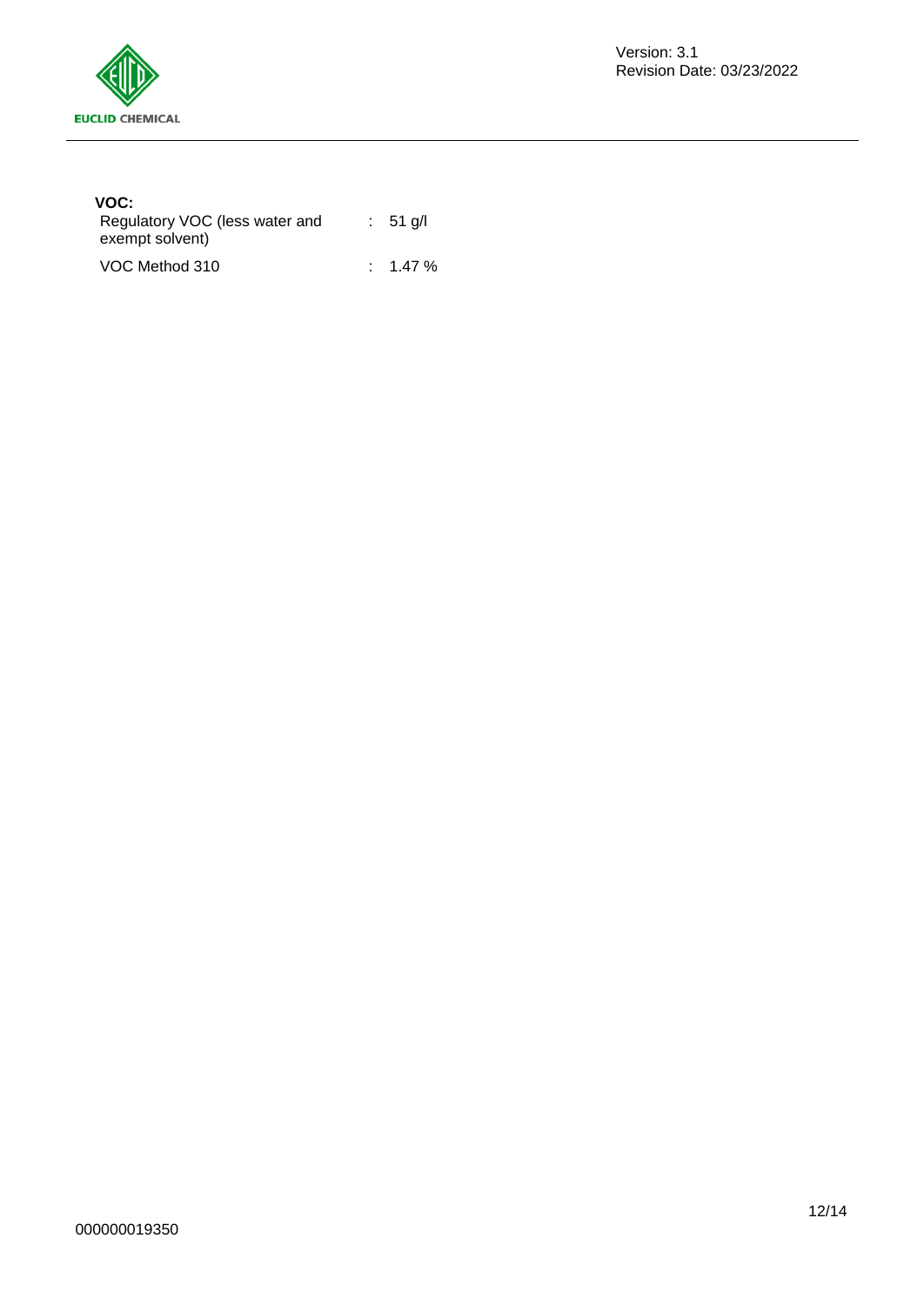**VOC:**

| | | |
|---|---|---|
| Regulatory VOC (less water and exempt solvent) | : | 51 g/l |
| VOC Method 310 | : | 1.47 % |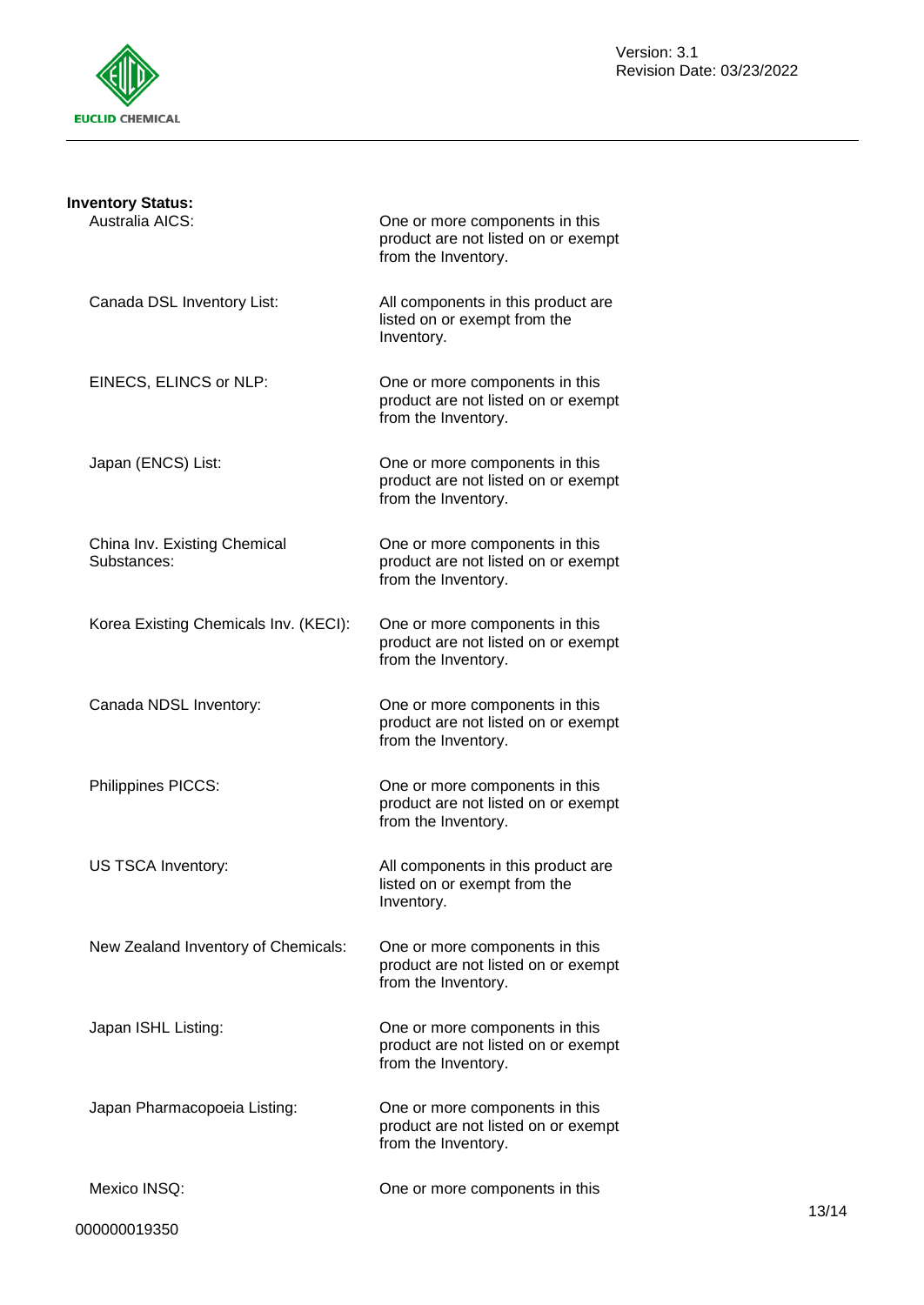**Inventory Status:**

| | |
|---|---|
| Australia AICS: | One or more components in this product are not listed on or exempt from the Inventory. |
| Canada DSL Inventory List: | All components in this product are listed on or exempt from the Inventory. |
| EINECS, ELINCS or NLP: | One or more components in this product are not listed on or exempt from the Inventory. |
| Japan (ENCS) List: | One or more components in this product are not listed on or exempt from the Inventory. |
| China Inv. Existing Chemical Substances: | One or more components in this product are not listed on or exempt from the Inventory. |
| Korea Existing Chemicals Inv. (KECI): | One or more components in this product are not listed on or exempt from the Inventory. |
| Canada NDSL Inventory: | One or more components in this product are not listed on or exempt from the Inventory. |
| Philippines PICCS: | One or more components in this product are not listed on or exempt from the Inventory. |
| US TSCA Inventory: | All components in this product are listed on or exempt from the Inventory. |
| New Zealand Inventory of Chemicals: | One or more components in this product are not listed on or exempt from the Inventory. |
| Japan ISHL Listing: | One or more components in this product are not listed on or exempt from the Inventory. |
| Japan Pharmacopoeia Listing: | One or more components in this product are not listed on or exempt from the Inventory. |
| Mexico INSQ: | One or more components in this |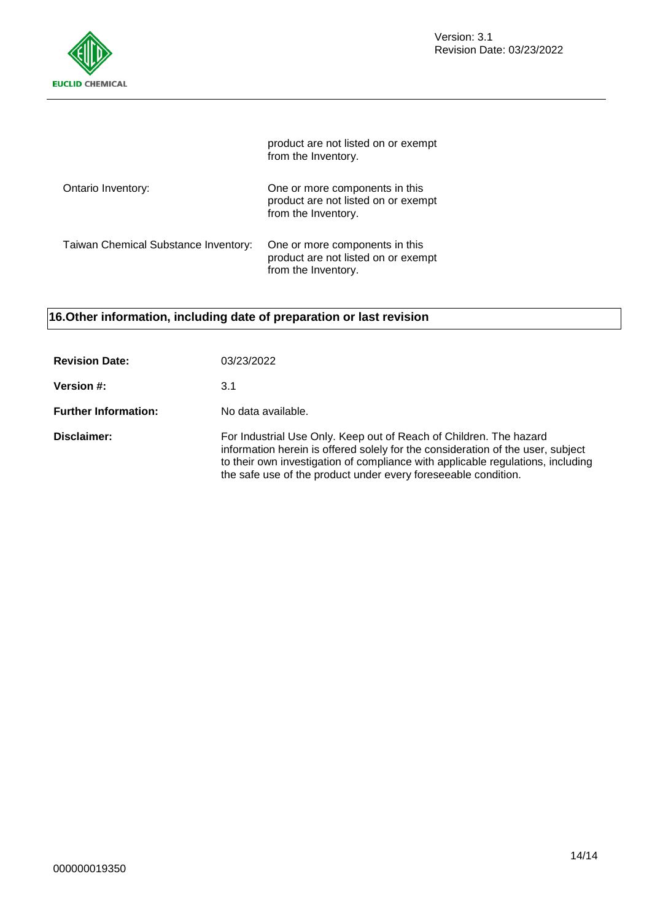product are not listed on or exempt from the Inventory.

| | |
|---|---|
| Ontario Inventory: | One or more components in this product are not listed on or exempt from the Inventory. |
| Taiwan Chemical Substance Inventory: | One or more components in this product are not listed on or exempt from the Inventory. |

## 16.Other information, including date of preparation or last revision

| | |
|---|---|
| **Revision Date:** | 03/23/2022 |
| **Version #:** | 3.1 |
| **Further Information:** | No data available. |
| **Disclaimer:** | For Industrial Use Only. Keep out of Reach of Children. The hazard information herein is offered solely for the consideration of the user, subject to their own investigation of compliance with applicable regulations, including the safe use of the product under every foreseeable condition. |

000000019350